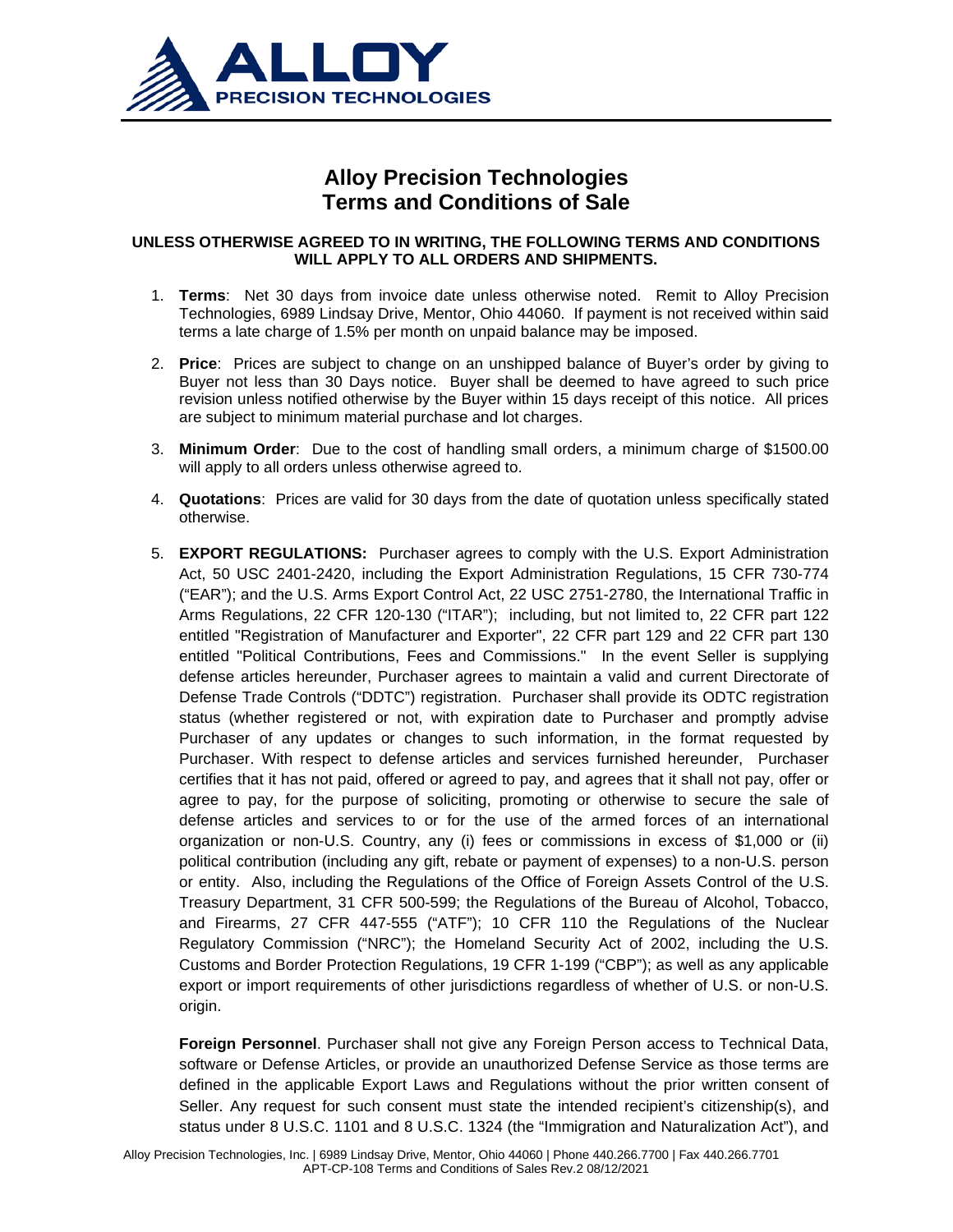# Alloy Precision Technologies
# Terms and Conditions of Sale

**UNLESS OTHERWISE AGREED TO IN WRITING, THE FOLLOWING TERMS AND CONDITIONS WILL APPLY TO ALL ORDERS AND SHIPMENTS.**

1. **Terms**: Net 30 days from invoice date unless otherwise noted. Remit to Alloy Precision Technologies, 6989 Lindsay Drive, Mentor, Ohio 44060. If payment is not received within said terms a late charge of 1.5% per month on unpaid balance may be imposed.

2. **Price**: Prices are subject to change on an unshipped balance of Buyer's order by giving to Buyer not less than 30 Days notice. Buyer shall be deemed to have agreed to such price revision unless notified otherwise by the Buyer within 15 days receipt of this notice. All prices are subject to minimum material purchase and lot charges.

3. **Minimum Order**: Due to the cost of handling small orders, a minimum charge of $1500.00 will apply to all orders unless otherwise agreed to.

4. **Quotations**: Prices are valid for 30 days from the date of quotation unless specifically stated otherwise.

5. **EXPORT REGULATIONS:** Purchaser agrees to comply with the U.S. Export Administration Act, 50 USC 2401-2420, including the Export Administration Regulations, 15 CFR 730-774 ("EAR"); and the U.S. Arms Export Control Act, 22 USC 2751-2780, the International Traffic in Arms Regulations, 22 CFR 120-130 ("ITAR"); including, but not limited to, 22 CFR part 122 entitled "Registration of Manufacturer and Exporter", 22 CFR part 129 and 22 CFR part 130 entitled "Political Contributions, Fees and Commissions." In the event Seller is supplying defense articles hereunder, Purchaser agrees to maintain a valid and current Directorate of Defense Trade Controls ("DDTC") registration. Purchaser shall provide its ODTC registration status (whether registered or not, with expiration date to Purchaser and promptly advise Purchaser of any updates or changes to such information, in the format requested by Purchaser. With respect to defense articles and services furnished hereunder, Purchaser certifies that it has not paid, offered or agreed to pay, and agrees that it shall not pay, offer or agree to pay, for the purpose of soliciting, promoting or otherwise to secure the sale of defense articles and services to or for the use of the armed forces of an international organization or non-U.S. Country, any (i) fees or commissions in excess of $1,000 or (ii) political contribution (including any gift, rebate or payment of expenses) to a non-U.S. person or entity. Also, including the Regulations of the Office of Foreign Assets Control of the U.S. Treasury Department, 31 CFR 500-599; the Regulations of the Bureau of Alcohol, Tobacco, and Firearms, 27 CFR 447-555 ("ATF"); 10 CFR 110 the Regulations of the Nuclear Regulatory Commission ("NRC"); the Homeland Security Act of 2002, including the U.S. Customs and Border Protection Regulations, 19 CFR 1-199 ("CBP"); as well as any applicable export or import requirements of other jurisdictions regardless of whether of U.S. or non-U.S. origin.

   **Foreign Personnel**. Purchaser shall not give any Foreign Person access to Technical Data, software or Defense Articles, or provide an unauthorized Defense Service as those terms are defined in the applicable Export Laws and Regulations without the prior written consent of Seller. Any request for such consent must state the intended recipient's citizenship(s), and status under 8 U.S.C. 1101 and 8 U.S.C. 1324 (the "Immigration and Naturalization Act"), and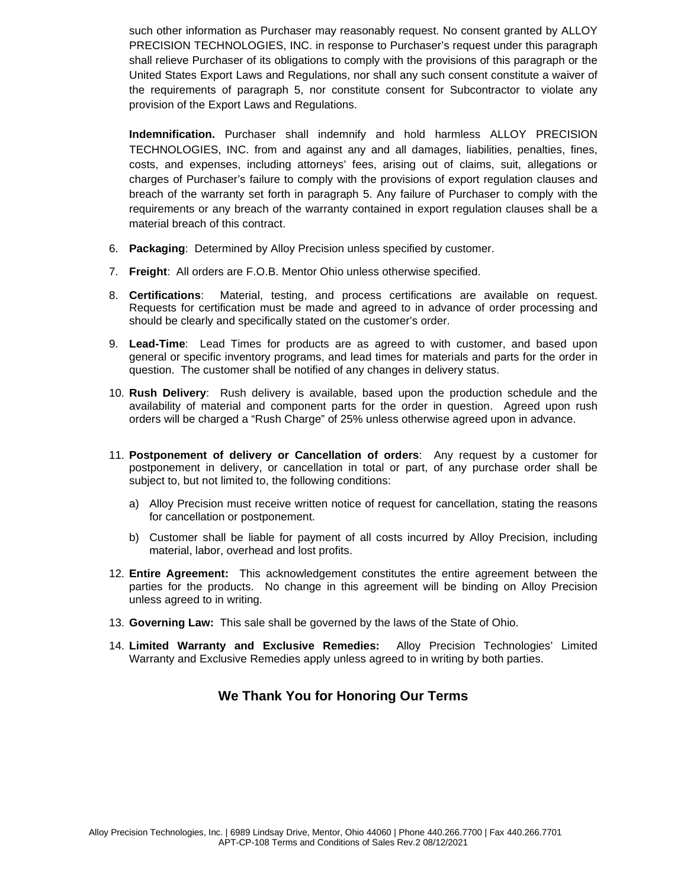such other information as Purchaser may reasonably request. No consent granted by ALLOY PRECISION TECHNOLOGIES, INC. in response to Purchaser's request under this paragraph shall relieve Purchaser of its obligations to comply with the provisions of this paragraph or the United States Export Laws and Regulations, nor shall any such consent constitute a waiver of the requirements of paragraph 5, nor constitute consent for Subcontractor to violate any provision of the Export Laws and Regulations.

**Indemnification.** Purchaser shall indemnify and hold harmless ALLOY PRECISION TECHNOLOGIES, INC. from and against any and all damages, liabilities, penalties, fines, costs, and expenses, including attorneys' fees, arising out of claims, suit, allegations or charges of Purchaser's failure to comply with the provisions of export regulation clauses and breach of the warranty set forth in paragraph 5. Any failure of Purchaser to comply with the requirements or any breach of the warranty contained in export regulation clauses shall be a material breach of this contract.

6. **Packaging**: Determined by Alloy Precision unless specified by customer.

7. **Freight**: All orders are F.O.B. Mentor Ohio unless otherwise specified.

8. **Certifications**: Material, testing, and process certifications are available on request. Requests for certification must be made and agreed to in advance of order processing and should be clearly and specifically stated on the customer's order.

9. **Lead-Time**: Lead Times for products are as agreed to with customer, and based upon general or specific inventory programs, and lead times for materials and parts for the order in question. The customer shall be notified of any changes in delivery status.

10. **Rush Delivery**: Rush delivery is available, based upon the production schedule and the availability of material and component parts for the order in question. Agreed upon rush orders will be charged a "Rush Charge" of 25% unless otherwise agreed upon in advance.

11. **Postponement of delivery or Cancellation of orders**: Any request by a customer for postponement in delivery, or cancellation in total or part, of any purchase order shall be subject to, but not limited to, the following conditions:

    a) Alloy Precision must receive written notice of request for cancellation, stating the reasons for cancellation or postponement.

    b) Customer shall be liable for payment of all costs incurred by Alloy Precision, including material, labor, overhead and lost profits.

12. **Entire Agreement:** This acknowledgement constitutes the entire agreement between the parties for the products. No change in this agreement will be binding on Alloy Precision unless agreed to in writing.

13. **Governing Law:** This sale shall be governed by the laws of the State of Ohio.

14. **Limited Warranty and Exclusive Remedies:** Alloy Precision Technologies' Limited Warranty and Exclusive Remedies apply unless agreed to in writing by both parties.

## We Thank You for Honoring Our Terms

Alloy Precision Technologies, Inc. | 6989 Lindsay Drive, Mentor, Ohio 44060 | Phone 440.266.7700 | Fax 440.266.7701
APT-CP-108 Terms and Conditions of Sales Rev.2 08/12/2021